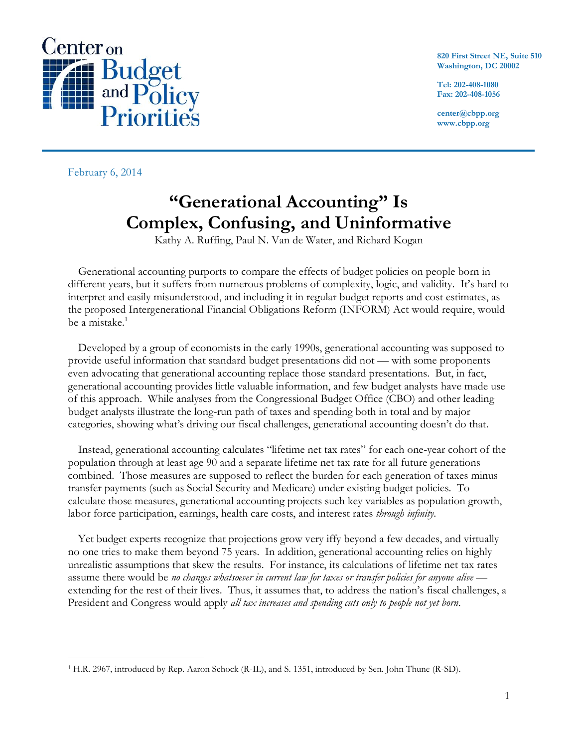Center on Budget and Policy Priorities

820 First Street NE, Suite 510
Washington, DC 20002

Tel: 202-408-1080
Fax: 202-408-1056

center@cbpp.org
www.cbpp.org

February 6, 2014

# "Generational Accounting" Is Complex, Confusing, and Uninformative

Kathy A. Ruffing, Paul N. Van de Water, and Richard Kogan

Generational accounting purports to compare the effects of budget policies on people born in different years, but it suffers from numerous problems of complexity, logic, and validity. It's hard to interpret and easily misunderstood, and including it in regular budget reports and cost estimates, as the proposed Intergenerational Financial Obligations Reform (INFORM) Act would require, would be a mistake.[1]

Developed by a group of economists in the early 1990s, generational accounting was supposed to provide useful information that standard budget presentations did not — with some proponents even advocating that generational accounting replace those standard presentations. But, in fact, generational accounting provides little valuable information, and few budget analysts have made use of this approach. While analyses from the Congressional Budget Office (CBO) and other leading budget analysts illustrate the long-run path of taxes and spending both in total and by major categories, showing what's driving our fiscal challenges, generational accounting doesn't do that.

Instead, generational accounting calculates "lifetime net tax rates" for each one-year cohort of the population through at least age 90 and a separate lifetime net tax rate for all future generations combined. Those measures are supposed to reflect the burden for each generation of taxes minus transfer payments (such as Social Security and Medicare) under existing budget policies. To calculate those measures, generational accounting projects such key variables as population growth, labor force participation, earnings, health care costs, and interest rates *through infinity*.

Yet budget experts recognize that projections grow very iffy beyond a few decades, and virtually no one tries to make them beyond 75 years. In addition, generational accounting relies on highly unrealistic assumptions that skew the results. For instance, its calculations of lifetime net tax rates assume there would be *no changes whatsoever in current law for taxes or transfer policies for anyone alive* — extending for the rest of their lives. Thus, it assumes that, to address the nation's fiscal challenges, a President and Congress would apply *all tax increases and spending cuts only to people not yet born*.

---

[1] H.R. 2967, introduced by Rep. Aaron Schock (R-IL), and S. 1351, introduced by Sen. John Thune (R-SD).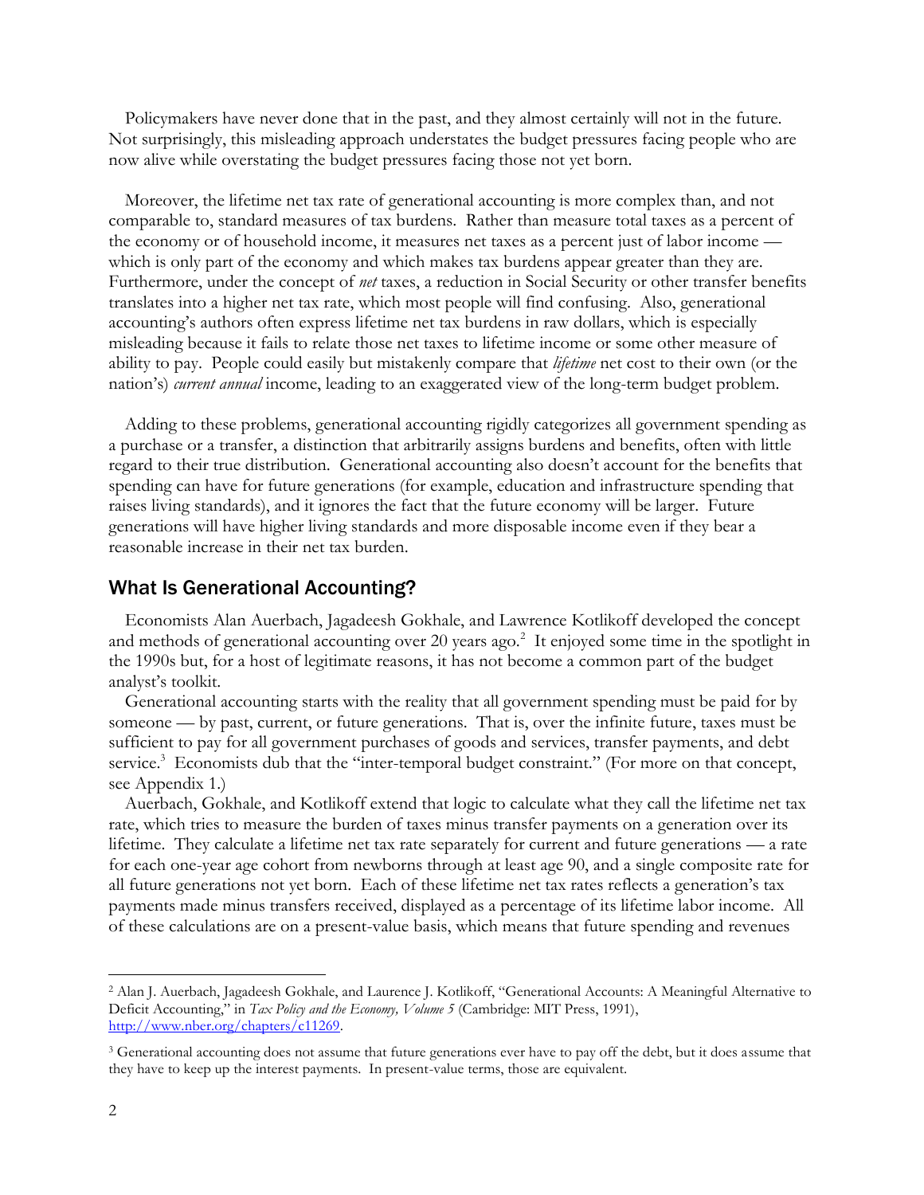Policymakers have never done that in the past, and they almost certainly will not in the future. Not surprisingly, this misleading approach understates the budget pressures facing people who are now alive while overstating the budget pressures facing those not yet born.

Moreover, the lifetime net tax rate of generational accounting is more complex than, and not comparable to, standard measures of tax burdens. Rather than measure total taxes as a percent of the economy or of household income, it measures net taxes as a percent just of labor income — which is only part of the economy and which makes tax burdens appear greater than they are. Furthermore, under the concept of *net* taxes, a reduction in Social Security or other transfer benefits translates into a higher net tax rate, which most people will find confusing. Also, generational accounting's authors often express lifetime net tax burdens in raw dollars, which is especially misleading because it fails to relate those net taxes to lifetime income or some other measure of ability to pay. People could easily but mistakenly compare that *lifetime* net cost to their own (or the nation's) *current annual* income, leading to an exaggerated view of the long-term budget problem.

Adding to these problems, generational accounting rigidly categorizes all government spending as a purchase or a transfer, a distinction that arbitrarily assigns burdens and benefits, often with little regard to their true distribution. Generational accounting also doesn't account for the benefits that spending can have for future generations (for example, education and infrastructure spending that raises living standards), and it ignores the fact that the future economy will be larger. Future generations will have higher living standards and more disposable income even if they bear a reasonable increase in their net tax burden.

## What Is Generational Accounting?

Economists Alan Auerbach, Jagadeesh Gokhale, and Lawrence Kotlikoff developed the concept and methods of generational accounting over 20 years ago.[2] It enjoyed some time in the spotlight in the 1990s but, for a host of legitimate reasons, it has not become a common part of the budget analyst's toolkit.

Generational accounting starts with the reality that all government spending must be paid for by someone — by past, current, or future generations. That is, over the infinite future, taxes must be sufficient to pay for all government purchases of goods and services, transfer payments, and debt service.[3] Economists dub that the "inter-temporal budget constraint." (For more on that concept, see Appendix 1.)

Auerbach, Gokhale, and Kotlikoff extend that logic to calculate what they call the lifetime net tax rate, which tries to measure the burden of taxes minus transfer payments on a generation over its lifetime. They calculate a lifetime net tax rate separately for current and future generations — a rate for each one-year age cohort from newborns through at least age 90, and a single composite rate for all future generations not yet born. Each of these lifetime net tax rates reflects a generation's tax payments made minus transfers received, displayed as a percentage of its lifetime labor income. All of these calculations are on a present-value basis, which means that future spending and revenues

[2] Alan J. Auerbach, Jagadeesh Gokhale, and Laurence J. Kotlikoff, "Generational Accounts: A Meaningful Alternative to Deficit Accounting," in *Tax Policy and the Economy, Volume 5* (Cambridge: MIT Press, 1991), http://www.nber.org/chapters/c11269.

[3] Generational accounting does not assume that future generations ever have to pay off the debt, but it does assume that they have to keep up the interest payments. In present-value terms, those are equivalent.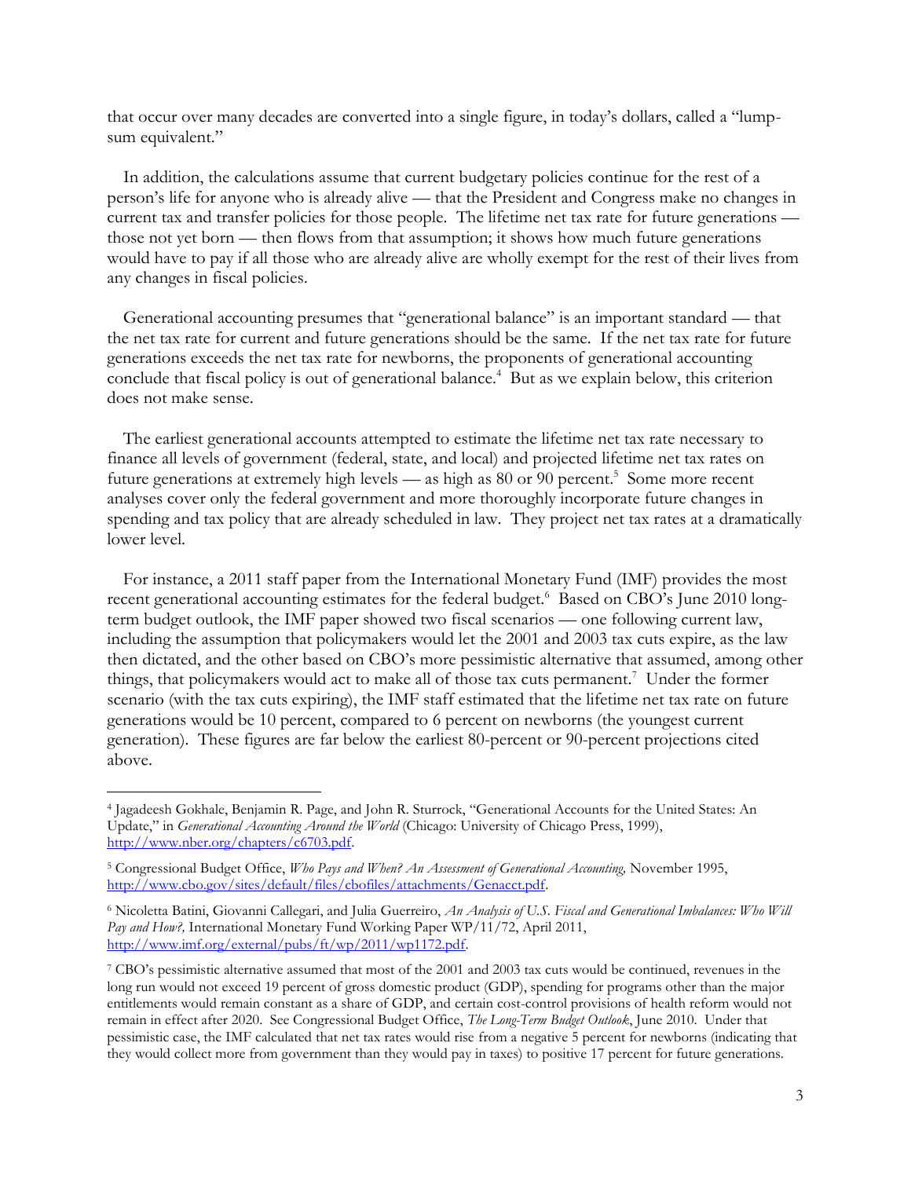that occur over many decades are converted into a single figure, in today's dollars, called a "lump-sum equivalent."

In addition, the calculations assume that current budgetary policies continue for the rest of a person's life for anyone who is already alive — that the President and Congress make no changes in current tax and transfer policies for those people. The lifetime net tax rate for future generations — those not yet born — then flows from that assumption; it shows how much future generations would have to pay if all those who are already alive are wholly exempt for the rest of their lives from any changes in fiscal policies.

Generational accounting presumes that "generational balance" is an important standard — that the net tax rate for current and future generations should be the same. If the net tax rate for future generations exceeds the net tax rate for newborns, the proponents of generational accounting conclude that fiscal policy is out of generational balance.[4] But as we explain below, this criterion does not make sense.

The earliest generational accounts attempted to estimate the lifetime net tax rate necessary to finance all levels of government (federal, state, and local) and projected lifetime net tax rates on future generations at extremely high levels — as high as 80 or 90 percent.[5] Some more recent analyses cover only the federal government and more thoroughly incorporate future changes in spending and tax policy that are already scheduled in law. They project net tax rates at a dramatically lower level.

For instance, a 2011 staff paper from the International Monetary Fund (IMF) provides the most recent generational accounting estimates for the federal budget.[6] Based on CBO's June 2010 long-term budget outlook, the IMF paper showed two fiscal scenarios — one following current law, including the assumption that policymakers would let the 2001 and 2003 tax cuts expire, as the law then dictated, and the other based on CBO's more pessimistic alternative that assumed, among other things, that policymakers would act to make all of those tax cuts permanent.[7] Under the former scenario (with the tax cuts expiring), the IMF staff estimated that the lifetime net tax rate on future generations would be 10 percent, compared to 6 percent on newborns (the youngest current generation). These figures are far below the earliest 80-percent or 90-percent projections cited above.

---

[4] Jagadeesh Gokhale, Benjamin R. Page, and John R. Sturrock, "Generational Accounts for the United States: An Update," in *Generational Accounting Around the World* (Chicago: University of Chicago Press, 1999), http://www.nber.org/chapters/c6703.pdf.

[5] Congressional Budget Office, *Who Pays and When? An Assessment of Generational Accounting,* November 1995, http://www.cbo.gov/sites/default/files/cbofiles/attachments/Genacct.pdf.

[6] Nicoletta Batini, Giovanni Callegari, and Julia Guerreiro, *An Analysis of U.S. Fiscal and Generational Imbalances: Who Will Pay and How?,* International Monetary Fund Working Paper WP/11/72, April 2011, http://www.imf.org/external/pubs/ft/wp/2011/wp1172.pdf.

[7] CBO's pessimistic alternative assumed that most of the 2001 and 2003 tax cuts would be continued, revenues in the long run would not exceed 19 percent of gross domestic product (GDP), spending for programs other than the major entitlements would remain constant as a share of GDP, and certain cost-control provisions of health reform would not remain in effect after 2020. See Congressional Budget Office, *The Long-Term Budget Outlook*, June 2010. Under that pessimistic case, the IMF calculated that net tax rates would rise from a negative 5 percent for newborns (indicating that they would collect more from government than they would pay in taxes) to positive 17 percent for future generations.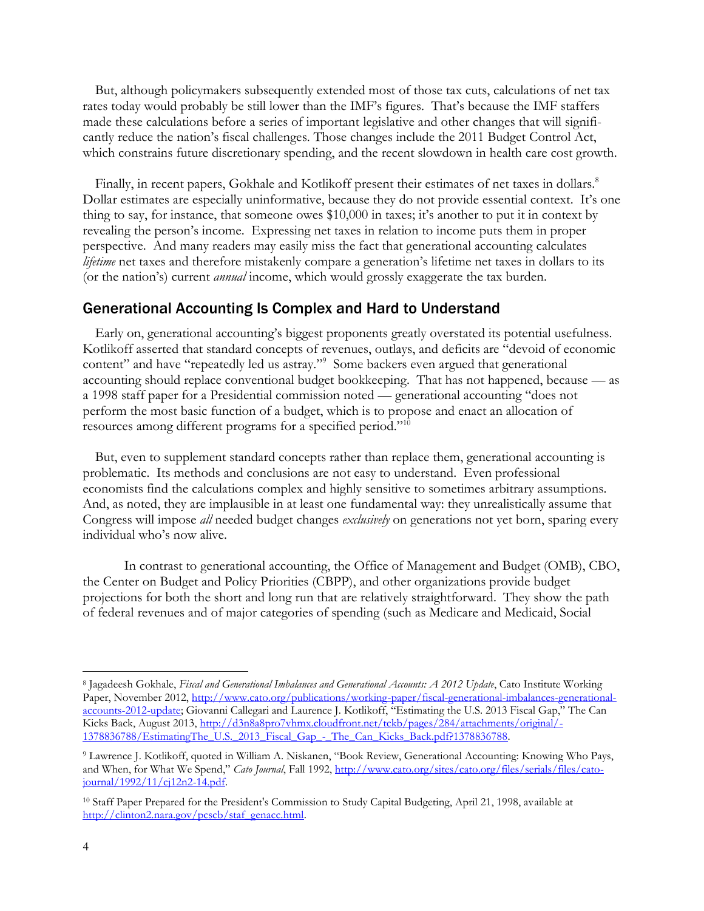But, although policymakers subsequently extended most of those tax cuts, calculations of net tax rates today would probably be still lower than the IMF's figures. That's because the IMF staffers made these calculations before a series of important legislative and other changes that will significantly reduce the nation's fiscal challenges. Those changes include the 2011 Budget Control Act, which constrains future discretionary spending, and the recent slowdown in health care cost growth.

Finally, in recent papers, Gokhale and Kotlikoff present their estimates of net taxes in dollars.[8] Dollar estimates are especially uninformative, because they do not provide essential context. It's one thing to say, for instance, that someone owes $10,000 in taxes; it's another to put it in context by revealing the person's income. Expressing net taxes in relation to income puts them in proper perspective. And many readers may easily miss the fact that generational accounting calculates *lifetime* net taxes and therefore mistakenly compare a generation's lifetime net taxes in dollars to its (or the nation's) current *annual* income, which would grossly exaggerate the tax burden.

## Generational Accounting Is Complex and Hard to Understand

Early on, generational accounting's biggest proponents greatly overstated its potential usefulness. Kotlikoff asserted that standard concepts of revenues, outlays, and deficits are "devoid of economic content" and have "repeatedly led us astray."[9] Some backers even argued that generational accounting should replace conventional budget bookkeeping. That has not happened, because — as a 1998 staff paper for a Presidential commission noted — generational accounting "does not perform the most basic function of a budget, which is to propose and enact an allocation of resources among different programs for a specified period."[10]

But, even to supplement standard concepts rather than replace them, generational accounting is problematic. Its methods and conclusions are not easy to understand. Even professional economists find the calculations complex and highly sensitive to sometimes arbitrary assumptions. And, as noted, they are implausible in at least one fundamental way: they unrealistically assume that Congress will impose *all* needed budget changes *exclusively* on generations not yet born, sparing every individual who's now alive.

In contrast to generational accounting, the Office of Management and Budget (OMB), CBO, the Center on Budget and Policy Priorities (CBPP), and other organizations provide budget projections for both the short and long run that are relatively straightforward. They show the path of federal revenues and of major categories of spending (such as Medicare and Medicaid, Social

---

[8] Jagadeesh Gokhale, *Fiscal and Generational Imbalances and Generational Accounts: A 2012 Update*, Cato Institute Working Paper, November 2012, http://www.cato.org/publications/working-paper/fiscal-generational-imbalances-generational-accounts-2012-update; Giovanni Callegari and Laurence J. Kotlikoff, "Estimating the U.S. 2013 Fiscal Gap," The Can Kicks Back, August 2013, http://d3n8a8pro7vhmx.cloudfront.net/tckb/pages/284/attachments/original/-1378836788/EstimatingThe_U.S._2013_Fiscal_Gap_-_The_Can_Kicks_Back.pdf?1378836788.

[9] Lawrence J. Kotlikoff, quoted in William A. Niskanen, "Book Review, Generational Accounting: Knowing Who Pays, and When, for What We Spend," *Cato Journal*, Fall 1992, http://www.cato.org/sites/cato.org/files/serials/files/cato-journal/1992/11/cj12n2-14.pdf.

[10] Staff Paper Prepared for the President's Commission to Study Capital Budgeting, April 21, 1998, available at http://clinton2.nara.gov/pcscb/staf_genacc.html.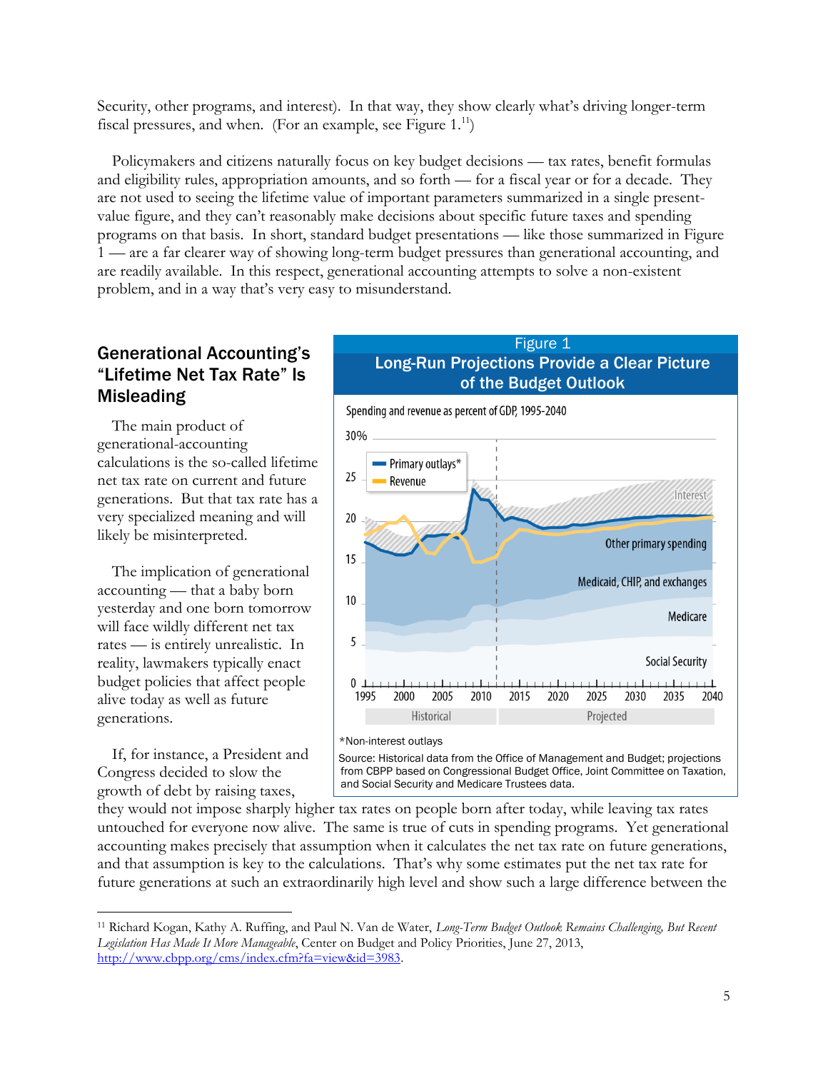Security, other programs, and interest). In that way, they show clearly what's driving longer-term fiscal pressures, and when. (For an example, see Figure 1.[11])

Policymakers and citizens naturally focus on key budget decisions — tax rates, benefit formulas and eligibility rules, appropriation amounts, and so forth — for a fiscal year or for a decade. They are not used to seeing the lifetime value of important parameters summarized in a single present-value figure, and they can't reasonably make decisions about specific future taxes and spending programs on that basis. In short, standard budget presentations — like those summarized in Figure 1 — are a far clearer way of showing long-term budget pressures than generational accounting, and are readily available. In this respect, generational accounting attempts to solve a non-existent problem, and in a way that's very easy to misunderstand.

## Generational Accounting's "Lifetime Net Tax Rate" Is Misleading

The main product of generational-accounting calculations is the so-called lifetime net tax rate on current and future generations. But that tax rate has a very specialized meaning and will likely be misinterpreted.

The implication of generational accounting — that a baby born yesterday and one born tomorrow will face wildly different net tax rates — is entirely unrealistic. In reality, lawmakers typically enact budget policies that affect people alive today as well as future generations.

If, for instance, a President and Congress decided to slow the growth of debt by raising taxes, they would not impose sharply higher tax rates on people born after today, while leaving tax rates untouched for everyone now alive. The same is true of cuts in spending programs. Yet generational accounting makes precisely that assumption when it calculates the net tax rate on future generations, and that assumption is key to the calculations. That's why some estimates put the net tax rate for future generations at such an extraordinarily high level and show such a large difference between the

**Figure 1**
**Long-Run Projections Provide a Clear Picture of the Budget Outlook**

Spending and revenue as percent of GDP, 1995-2040

*Non-interest outlays

Source: Historical data from the Office of Management and Budget; projections from CBPP based on Congressional Budget Office, Joint Committee on Taxation, and Social Security and Medicare Trustees data.

---

[11] Richard Kogan, Kathy A. Ruffing, and Paul N. Van de Water, *Long-Term Budget Outlook Remains Challenging, But Recent Legislation Has Made It More Manageable*, Center on Budget and Policy Priorities, June 27, 2013, http://www.cbpp.org/cms/index.cfm?fa=view&id=3983.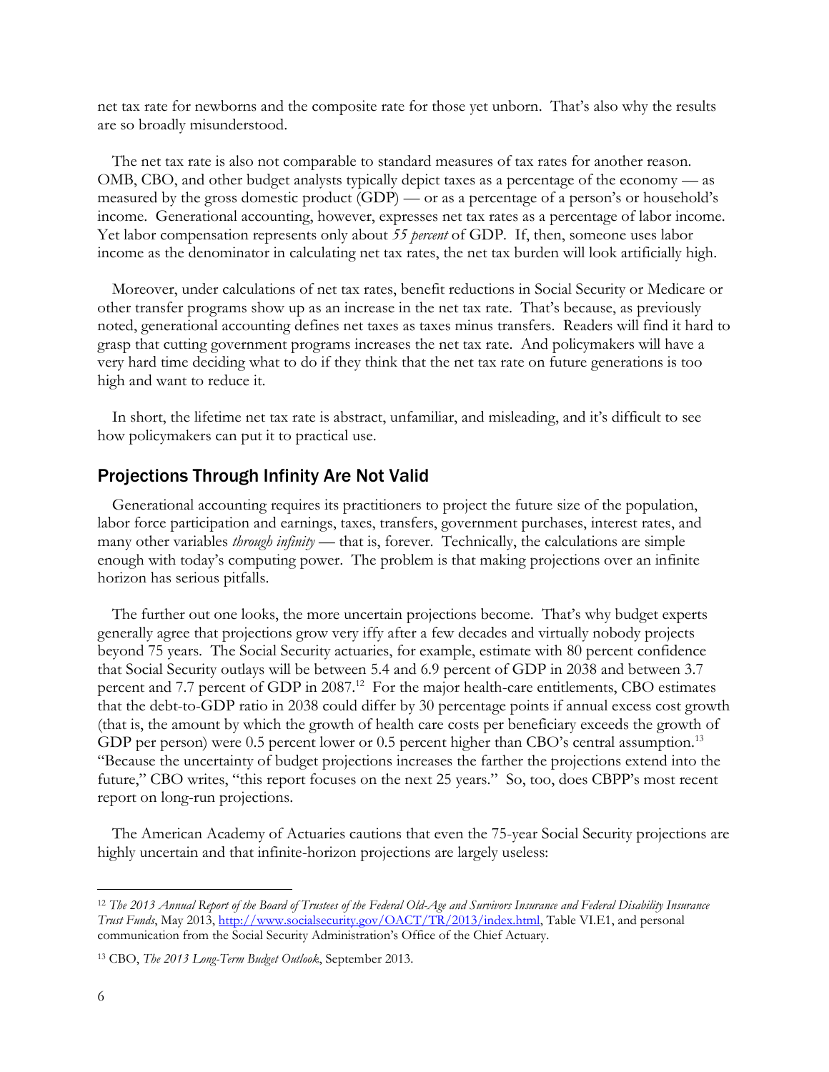net tax rate for newborns and the composite rate for those yet unborn. That's also why the results are so broadly misunderstood.

The net tax rate is also not comparable to standard measures of tax rates for another reason. OMB, CBO, and other budget analysts typically depict taxes as a percentage of the economy — as measured by the gross domestic product (GDP) — or as a percentage of a person's or household's income. Generational accounting, however, expresses net tax rates as a percentage of labor income. Yet labor compensation represents only about *55 percent* of GDP. If, then, someone uses labor income as the denominator in calculating net tax rates, the net tax burden will look artificially high.

Moreover, under calculations of net tax rates, benefit reductions in Social Security or Medicare or other transfer programs show up as an increase in the net tax rate. That's because, as previously noted, generational accounting defines net taxes as taxes minus transfers. Readers will find it hard to grasp that cutting government programs increases the net tax rate. And policymakers will have a very hard time deciding what to do if they think that the net tax rate on future generations is too high and want to reduce it.

In short, the lifetime net tax rate is abstract, unfamiliar, and misleading, and it's difficult to see how policymakers can put it to practical use.

## Projections Through Infinity Are Not Valid

Generational accounting requires its practitioners to project the future size of the population, labor force participation and earnings, taxes, transfers, government purchases, interest rates, and many other variables *through infinity* — that is, forever. Technically, the calculations are simple enough with today's computing power. The problem is that making projections over an infinite horizon has serious pitfalls.

The further out one looks, the more uncertain projections become. That's why budget experts generally agree that projections grow very iffy after a few decades and virtually nobody projects beyond 75 years. The Social Security actuaries, for example, estimate with 80 percent confidence that Social Security outlays will be between 5.4 and 6.9 percent of GDP in 2038 and between 3.7 percent and 7.7 percent of GDP in 2087.[12] For the major health-care entitlements, CBO estimates that the debt-to-GDP ratio in 2038 could differ by 30 percentage points if annual excess cost growth (that is, the amount by which the growth of health care costs per beneficiary exceeds the growth of GDP per person) were 0.5 percent lower or 0.5 percent higher than CBO's central assumption.[13] "Because the uncertainty of budget projections increases the farther the projections extend into the future," CBO writes, "this report focuses on the next 25 years." So, too, does CBPP's most recent report on long-run projections.

The American Academy of Actuaries cautions that even the 75-year Social Security projections are highly uncertain and that infinite-horizon projections are largely useless:

---

[12] *The 2013 Annual Report of the Board of Trustees of the Federal Old-Age and Survivors Insurance and Federal Disability Insurance Trust Funds*, May 2013, http://www.socialsecurity.gov/OACT/TR/2013/index.html, Table VI.E1, and personal communication from the Social Security Administration's Office of the Chief Actuary.

[13] CBO, *The 2013 Long-Term Budget Outlook*, September 2013.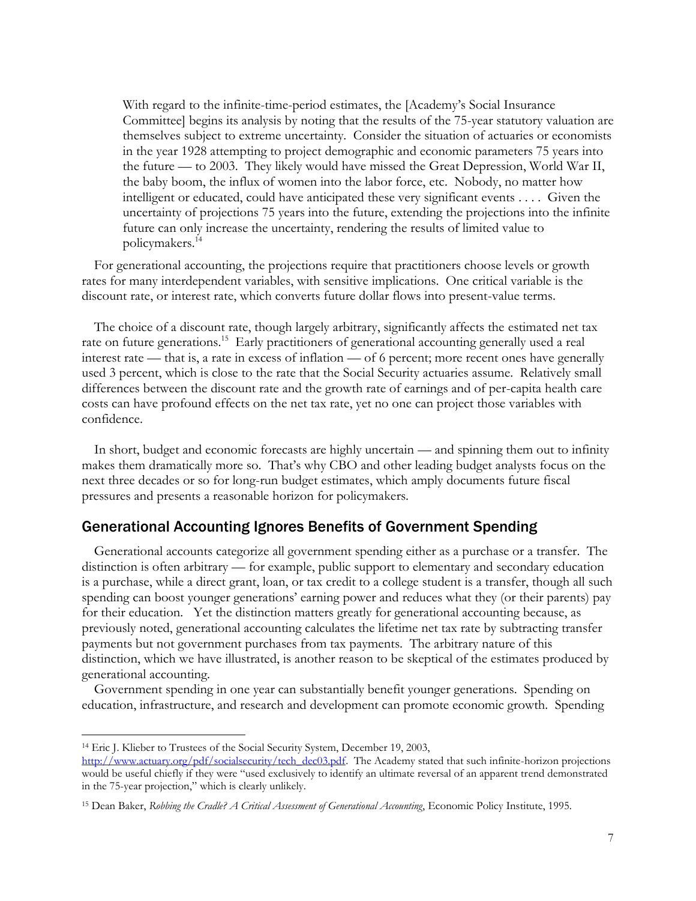> With regard to the infinite-time-period estimates, the [Academy's Social Insurance Committee] begins its analysis by noting that the results of the 75-year statutory valuation are themselves subject to extreme uncertainty. Consider the situation of actuaries or economists in the year 1928 attempting to project demographic and economic parameters 75 years into the future — to 2003. They likely would have missed the Great Depression, World War II, the baby boom, the influx of women into the labor force, etc. Nobody, no matter how intelligent or educated, could have anticipated these very significant events . . . . Given the uncertainty of projections 75 years into the future, extending the projections into the infinite future can only increase the uncertainty, rendering the results of limited value to policymakers.[14]

For generational accounting, the projections require that practitioners choose levels or growth rates for many interdependent variables, with sensitive implications. One critical variable is the discount rate, or interest rate, which converts future dollar flows into present-value terms.

The choice of a discount rate, though largely arbitrary, significantly affects the estimated net tax rate on future generations.[15] Early practitioners of generational accounting generally used a real interest rate — that is, a rate in excess of inflation — of 6 percent; more recent ones have generally used 3 percent, which is close to the rate that the Social Security actuaries assume. Relatively small differences between the discount rate and the growth rate of earnings and of per-capita health care costs can have profound effects on the net tax rate, yet no one can project those variables with confidence.

In short, budget and economic forecasts are highly uncertain — and spinning them out to infinity makes them dramatically more so. That's why CBO and other leading budget analysts focus on the next three decades or so for long-run budget estimates, which amply documents future fiscal pressures and presents a reasonable horizon for policymakers.

## Generational Accounting Ignores Benefits of Government Spending

Generational accounts categorize all government spending either as a purchase or a transfer. The distinction is often arbitrary — for example, public support to elementary and secondary education is a purchase, while a direct grant, loan, or tax credit to a college student is a transfer, though all such spending can boost younger generations' earning power and reduces what they (or their parents) pay for their education. Yet the distinction matters greatly for generational accounting because, as previously noted, generational accounting calculates the lifetime net tax rate by subtracting transfer payments but not government purchases from tax payments. The arbitrary nature of this distinction, which we have illustrated, is another reason to be skeptical of the estimates produced by generational accounting.

Government spending in one year can substantially benefit younger generations. Spending on education, infrastructure, and research and development can promote economic growth. Spending

---

[14] Eric J. Klieber to Trustees of the Social Security System, December 19, 2003, http://www.actuary.org/pdf/socialsecurity/tech_dec03.pdf. The Academy stated that such infinite-horizon projections would be useful chiefly if they were "used exclusively to identify an ultimate reversal of an apparent trend demonstrated in the 75-year projection," which is clearly unlikely.

[15] Dean Baker, *Robbing the Cradle? A Critical Assessment of Generational Accounting*, Economic Policy Institute, 1995.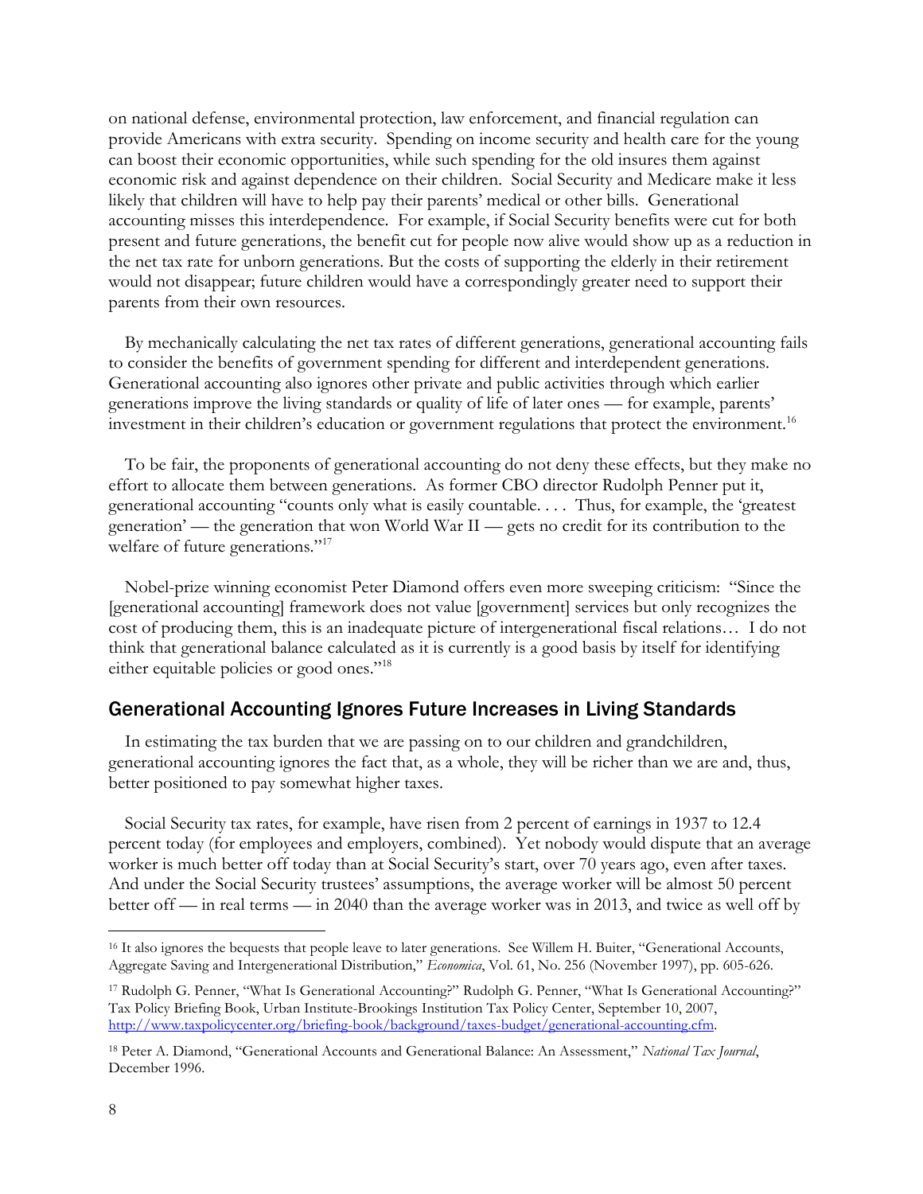on national defense, environmental protection, law enforcement, and financial regulation can provide Americans with extra security. Spending on income security and health care for the young can boost their economic opportunities, while such spending for the old insures them against economic risk and against dependence on their children. Social Security and Medicare make it less likely that children will have to help pay their parents' medical or other bills. Generational accounting misses this interdependence. For example, if Social Security benefits were cut for both present and future generations, the benefit cut for people now alive would show up as a reduction in the net tax rate for unborn generations. But the costs of supporting the elderly in their retirement would not disappear; future children would have a correspondingly greater need to support their parents from their own resources.

By mechanically calculating the net tax rates of different generations, generational accounting fails to consider the benefits of government spending for different and interdependent generations. Generational accounting also ignores other private and public activities through which earlier generations improve the living standards or quality of life of later ones — for example, parents' investment in their children's education or government regulations that protect the environment.[16]

To be fair, the proponents of generational accounting do not deny these effects, but they make no effort to allocate them between generations. As former CBO director Rudolph Penner put it, generational accounting "counts only what is easily countable. . . . Thus, for example, the 'greatest generation' — the generation that won World War II — gets no credit for its contribution to the welfare of future generations."[17]

Nobel-prize winning economist Peter Diamond offers even more sweeping criticism: "Since the [generational accounting] framework does not value [government] services but only recognizes the cost of producing them, this is an inadequate picture of intergenerational fiscal relations… I do not think that generational balance calculated as it is currently is a good basis by itself for identifying either equitable policies or good ones."[18]

## Generational Accounting Ignores Future Increases in Living Standards

In estimating the tax burden that we are passing on to our children and grandchildren, generational accounting ignores the fact that, as a whole, they will be richer than we are and, thus, better positioned to pay somewhat higher taxes.

Social Security tax rates, for example, have risen from 2 percent of earnings in 1937 to 12.4 percent today (for employees and employers, combined). Yet nobody would dispute that an average worker is much better off today than at Social Security's start, over 70 years ago, even after taxes. And under the Social Security trustees' assumptions, the average worker will be almost 50 percent better off — in real terms — in 2040 than the average worker was in 2013, and twice as well off by

---

[16] It also ignores the bequests that people leave to later generations. See Willem H. Buiter, "Generational Accounts, Aggregate Saving and Intergenerational Distribution," *Economica*, Vol. 61, No. 256 (November 1997), pp. 605-626.

[17] Rudolph G. Penner, "What Is Generational Accounting?" Rudolph G. Penner, "What Is Generational Accounting?" Tax Policy Briefing Book, Urban Institute-Brookings Institution Tax Policy Center, September 10, 2007, http://www.taxpolicycenter.org/briefing-book/background/taxes-budget/generational-accounting.cfm.

[18] Peter A. Diamond, "Generational Accounts and Generational Balance: An Assessment," *National Tax Journal*, December 1996.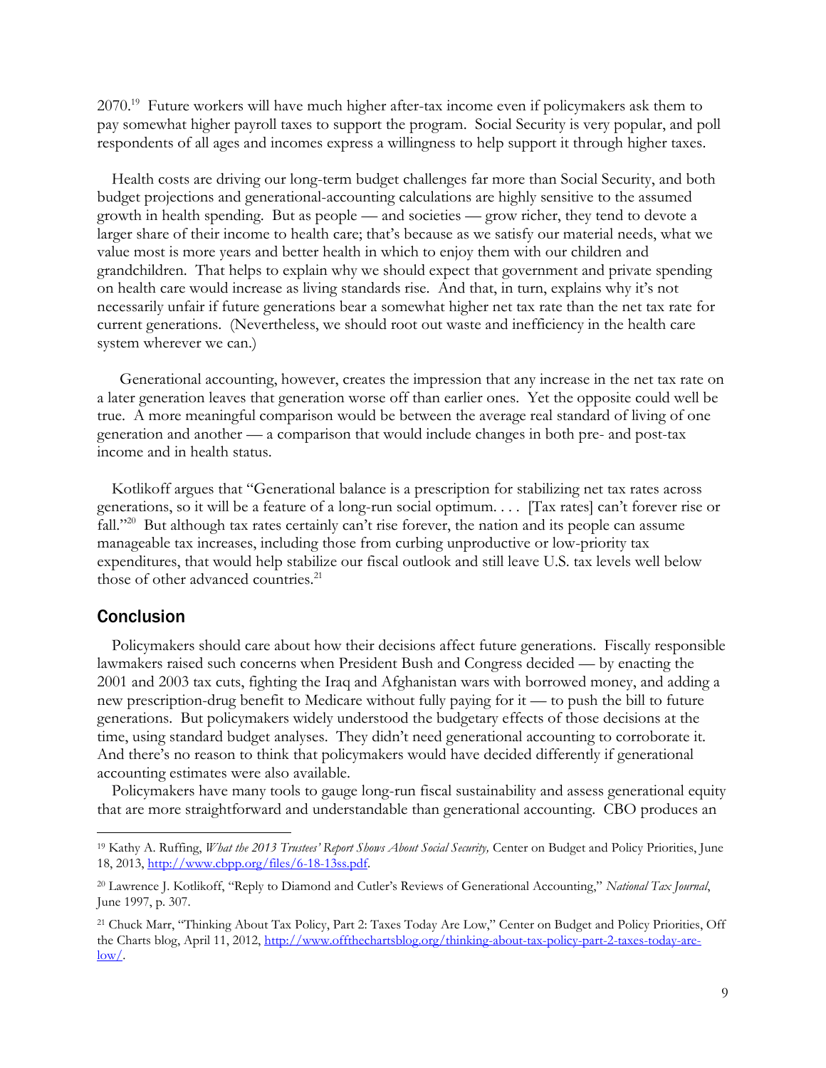2070.[19] Future workers will have much higher after-tax income even if policymakers ask them to pay somewhat higher payroll taxes to support the program. Social Security is very popular, and poll respondents of all ages and incomes express a willingness to help support it through higher taxes.

Health costs are driving our long-term budget challenges far more than Social Security, and both budget projections and generational-accounting calculations are highly sensitive to the assumed growth in health spending. But as people — and societies — grow richer, they tend to devote a larger share of their income to health care; that's because as we satisfy our material needs, what we value most is more years and better health in which to enjoy them with our children and grandchildren. That helps to explain why we should expect that government and private spending on health care would increase as living standards rise. And that, in turn, explains why it's not necessarily unfair if future generations bear a somewhat higher net tax rate than the net tax rate for current generations. (Nevertheless, we should root out waste and inefficiency in the health care system wherever we can.)

Generational accounting, however, creates the impression that any increase in the net tax rate on a later generation leaves that generation worse off than earlier ones. Yet the opposite could well be true. A more meaningful comparison would be between the average real standard of living of one generation and another — a comparison that would include changes in both pre- and post-tax income and in health status.

Kotlikoff argues that "Generational balance is a prescription for stabilizing net tax rates across generations, so it will be a feature of a long-run social optimum. . . . [Tax rates] can't forever rise or fall."[20] But although tax rates certainly can't rise forever, the nation and its people can assume manageable tax increases, including those from curbing unproductive or low-priority tax expenditures, that would help stabilize our fiscal outlook and still leave U.S. tax levels well below those of other advanced countries.[21]

## Conclusion

Policymakers should care about how their decisions affect future generations. Fiscally responsible lawmakers raised such concerns when President Bush and Congress decided — by enacting the 2001 and 2003 tax cuts, fighting the Iraq and Afghanistan wars with borrowed money, and adding a new prescription-drug benefit to Medicare without fully paying for it — to push the bill to future generations. But policymakers widely understood the budgetary effects of those decisions at the time, using standard budget analyses. They didn't need generational accounting to corroborate it. And there's no reason to think that policymakers would have decided differently if generational accounting estimates were also available.

Policymakers have many tools to gauge long-run fiscal sustainability and assess generational equity that are more straightforward and understandable than generational accounting. CBO produces an

---

[19] Kathy A. Ruffing, *What the 2013 Trustees' Report Shows About Social Security,* Center on Budget and Policy Priorities, June 18, 2013, http://www.cbpp.org/files/6-18-13ss.pdf.

[20] Lawrence J. Kotlikoff, "Reply to Diamond and Cutler's Reviews of Generational Accounting," *National Tax Journal*, June 1997, p. 307.

[21] Chuck Marr, "Thinking About Tax Policy, Part 2: Taxes Today Are Low," Center on Budget and Policy Priorities, Off the Charts blog, April 11, 2012, http://www.offthechartsblog.org/thinking-about-tax-policy-part-2-taxes-today-are-low/.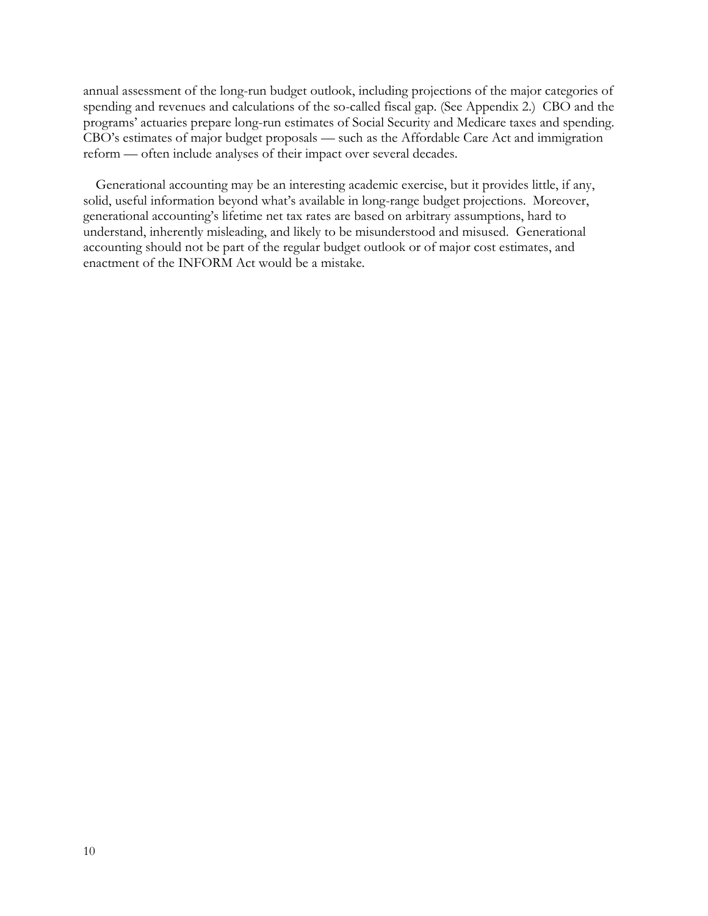annual assessment of the long-run budget outlook, including projections of the major categories of spending and revenues and calculations of the so-called fiscal gap. (See Appendix 2.) CBO and the programs' actuaries prepare long-run estimates of Social Security and Medicare taxes and spending. CBO's estimates of major budget proposals — such as the Affordable Care Act and immigration reform — often include analyses of their impact over several decades.

Generational accounting may be an interesting academic exercise, but it provides little, if any, solid, useful information beyond what's available in long-range budget projections. Moreover, generational accounting's lifetime net tax rates are based on arbitrary assumptions, hard to understand, inherently misleading, and likely to be misunderstood and misused. Generational accounting should not be part of the regular budget outlook or of major cost estimates, and enactment of the INFORM Act would be a mistake.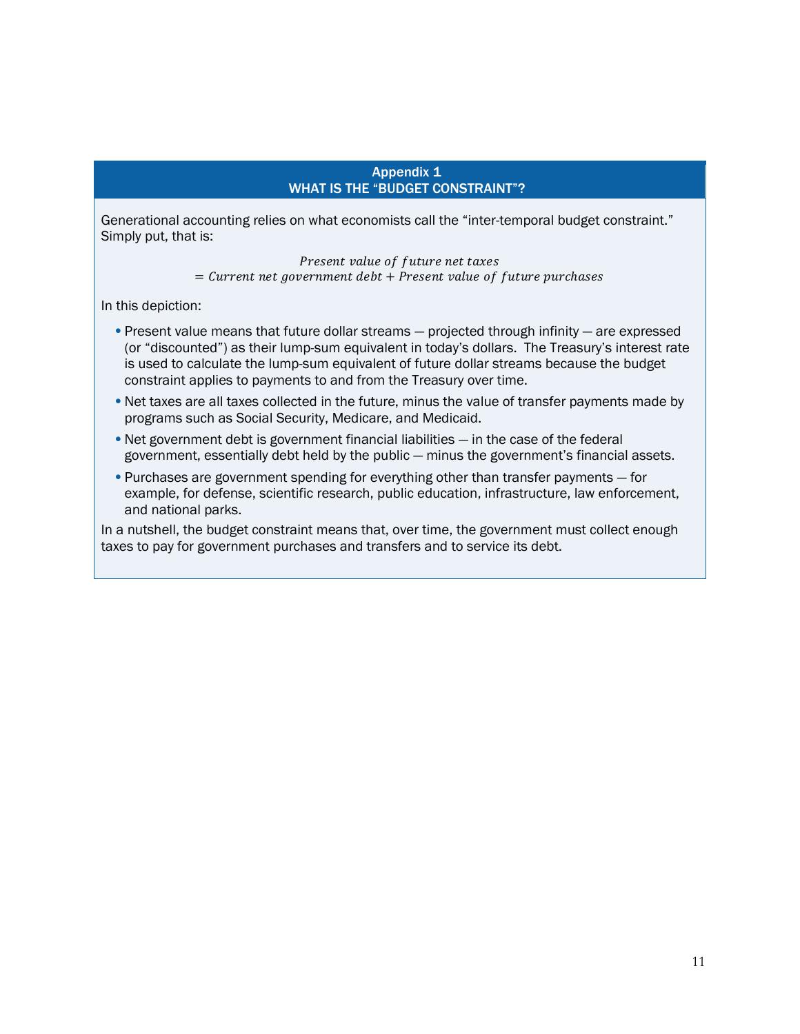## Appendix 1
## WHAT IS THE "BUDGET CONSTRAINT"?

Generational accounting relies on what economists call the "inter-temporal budget constraint." Simply put, that is:

$$
\begin{aligned}
&\textit{Present value of future net taxes} \\
&= \textit{Current net government debt} + \textit{Present value of future purchases}
\end{aligned}
$$

In this depiction:

- Present value means that future dollar streams — projected through infinity — are expressed (or "discounted") as their lump-sum equivalent in today's dollars. The Treasury's interest rate is used to calculate the lump-sum equivalent of future dollar streams because the budget constraint applies to payments to and from the Treasury over time.
- Net taxes are all taxes collected in the future, minus the value of transfer payments made by programs such as Social Security, Medicare, and Medicaid.
- Net government debt is government financial liabilities — in the case of the federal government, essentially debt held by the public — minus the government's financial assets.
- Purchases are government spending for everything other than transfer payments — for example, for defense, scientific research, public education, infrastructure, law enforcement, and national parks.

In a nutshell, the budget constraint means that, over time, the government must collect enough taxes to pay for government purchases and transfers and to service its debt.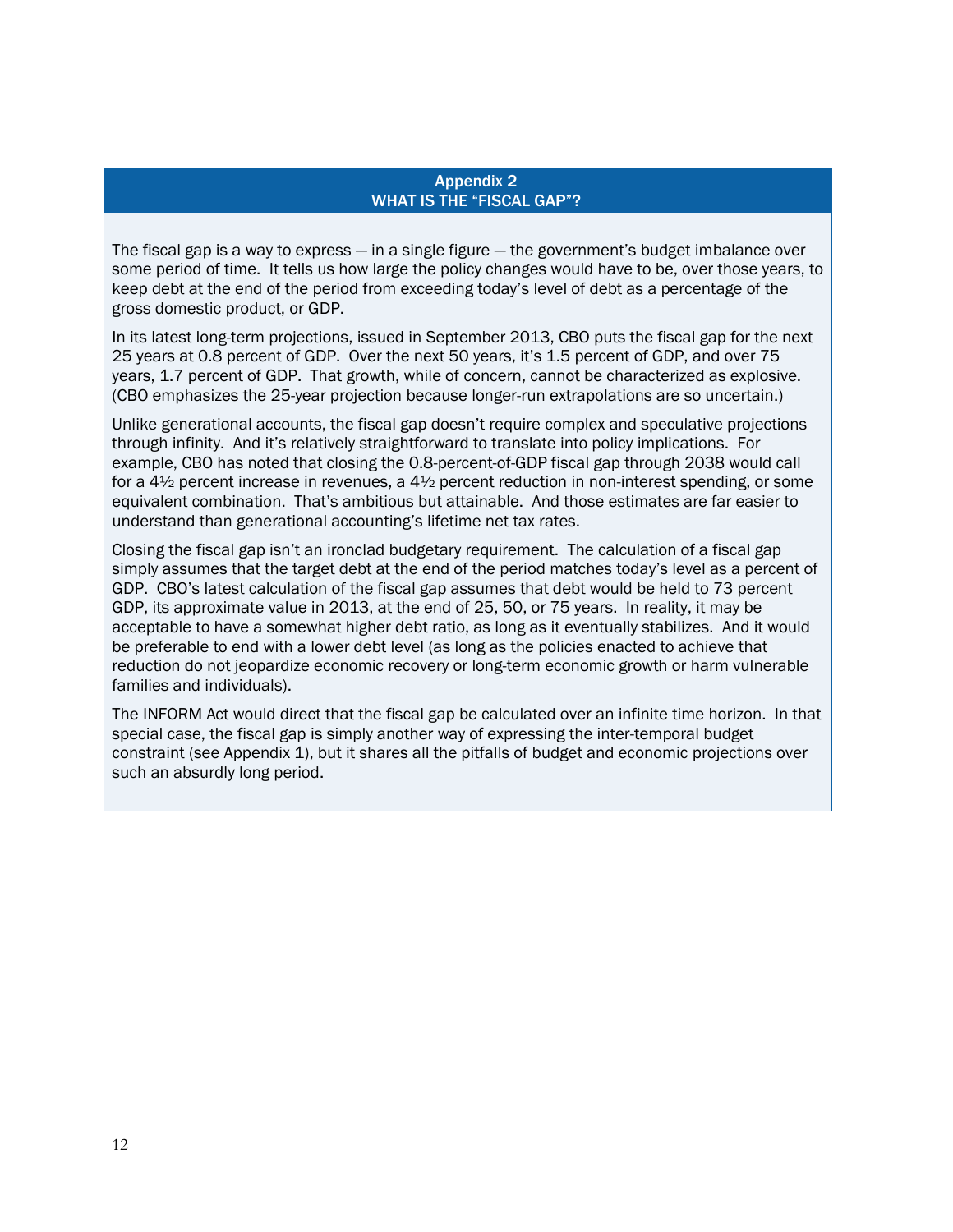## Appendix 2
## WHAT IS THE "FISCAL GAP"?

The fiscal gap is a way to express — in a single figure — the government's budget imbalance over some period of time. It tells us how large the policy changes would have to be, over those years, to keep debt at the end of the period from exceeding today's level of debt as a percentage of the gross domestic product, or GDP.

In its latest long-term projections, issued in September 2013, CBO puts the fiscal gap for the next 25 years at 0.8 percent of GDP. Over the next 50 years, it's 1.5 percent of GDP, and over 75 years, 1.7 percent of GDP. That growth, while of concern, cannot be characterized as explosive. (CBO emphasizes the 25-year projection because longer-run extrapolations are so uncertain.)

Unlike generational accounts, the fiscal gap doesn't require complex and speculative projections through infinity. And it's relatively straightforward to translate into policy implications. For example, CBO has noted that closing the 0.8-percent-of-GDP fiscal gap through 2038 would call for a 4½ percent increase in revenues, a 4½ percent reduction in non-interest spending, or some equivalent combination. That's ambitious but attainable. And those estimates are far easier to understand than generational accounting's lifetime net tax rates.

Closing the fiscal gap isn't an ironclad budgetary requirement. The calculation of a fiscal gap simply assumes that the target debt at the end of the period matches today's level as a percent of GDP. CBO's latest calculation of the fiscal gap assumes that debt would be held to 73 percent GDP, its approximate value in 2013, at the end of 25, 50, or 75 years. In reality, it may be acceptable to have a somewhat higher debt ratio, as long as it eventually stabilizes. And it would be preferable to end with a lower debt level (as long as the policies enacted to achieve that reduction do not jeopardize economic recovery or long-term economic growth or harm vulnerable families and individuals).

The INFORM Act would direct that the fiscal gap be calculated over an infinite time horizon. In that special case, the fiscal gap is simply another way of expressing the inter-temporal budget constraint (see Appendix 1), but it shares all the pitfalls of budget and economic projections over such an absurdly long period.